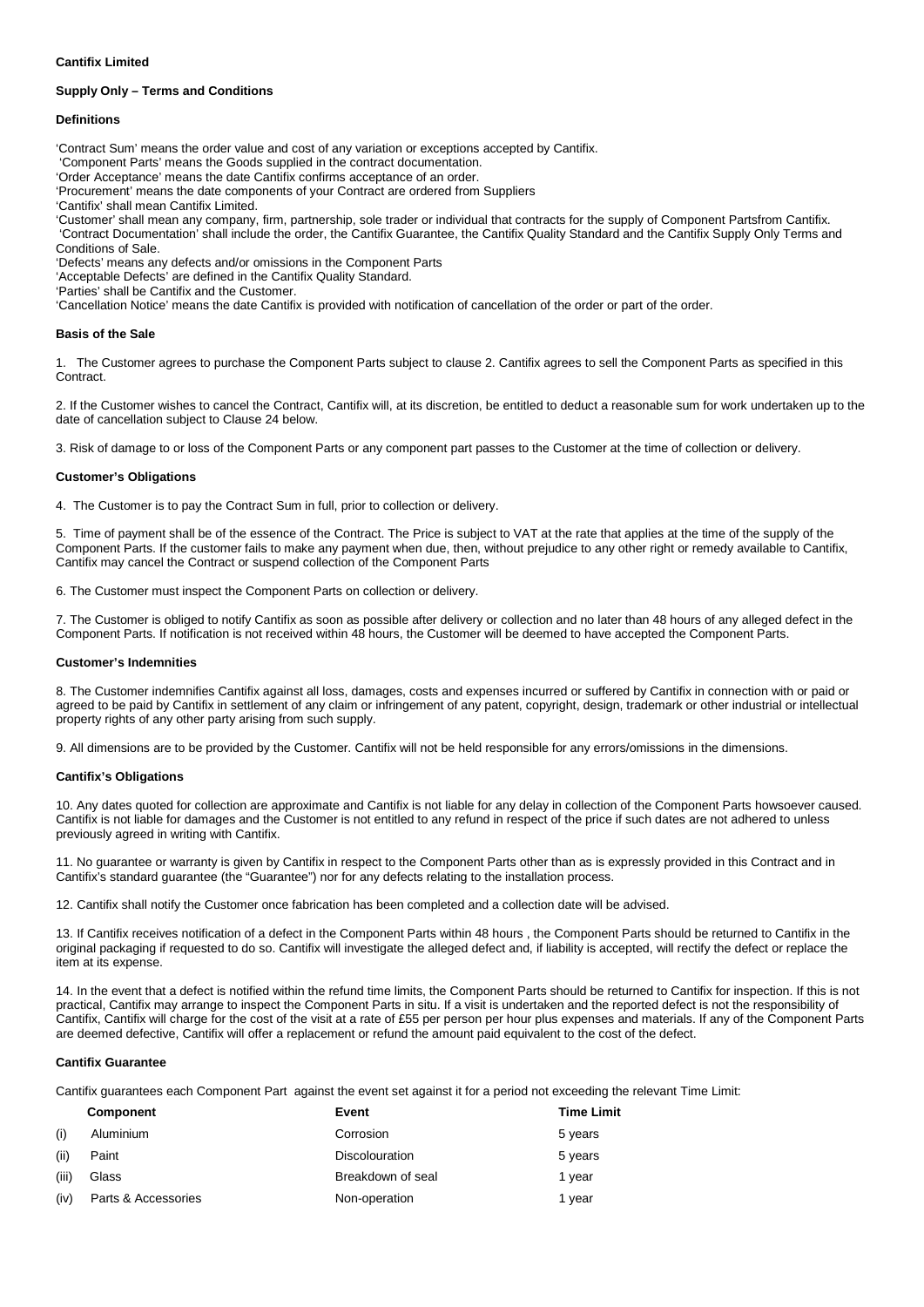**Cantifix Limited**

**Supply Only – Terms and Conditions**

**Definitions**

'Contract Sum' means the order value and cost of any variation or exceptions accepted by Cantifix.
'Component Parts' means the Goods supplied in the contract documentation.
'Order Acceptance' means the date Cantifix confirms acceptance of an order.
'Procurement' means the date components of your Contract are ordered from Suppliers
'Cantifix' shall mean Cantifix Limited.
'Customer' shall mean any company, firm, partnership, sole trader or individual that contracts for the supply of Component Partsfrom Cantifix.
'Contract Documentation' shall include the order, the Cantifix Guarantee, the Cantifix Quality Standard and the Cantifix Supply Only Terms and Conditions of Sale.
'Defects' means any defects and/or omissions in the Component Parts
'Acceptable Defects' are defined in the Cantifix Quality Standard.
'Parties' shall be Cantifix and the Customer.
'Cancellation Notice' means the date Cantifix is provided with notification of cancellation of the order or part of the order.

**Basis of the Sale**

1. The Customer agrees to purchase the Component Parts subject to clause 2. Cantifix agrees to sell the Component Parts as specified in this Contract.

2. If the Customer wishes to cancel the Contract, Cantifix will, at its discretion, be entitled to deduct a reasonable sum for work undertaken up to the date of cancellation subject to Clause 24 below.

3. Risk of damage to or loss of the Component Parts or any component part passes to the Customer at the time of collection or delivery.

**Customer's Obligations**

4. The Customer is to pay the Contract Sum in full, prior to collection or delivery.

5. Time of payment shall be of the essence of the Contract. The Price is subject to VAT at the rate that applies at the time of the supply of the Component Parts. If the customer fails to make any payment when due, then, without prejudice to any other right or remedy available to Cantifix, Cantifix may cancel the Contract or suspend collection of the Component Parts

6. The Customer must inspect the Component Parts on collection or delivery.

7. The Customer is obliged to notify Cantifix as soon as possible after delivery or collection and no later than 48 hours of any alleged defect in the Component Parts. If notification is not received within 48 hours, the Customer will be deemed to have accepted the Component Parts.

**Customer's Indemnities**

8. The Customer indemnifies Cantifix against all loss, damages, costs and expenses incurred or suffered by Cantifix in connection with or paid or agreed to be paid by Cantifix in settlement of any claim or infringement of any patent, copyright, design, trademark or other industrial or intellectual property rights of any other party arising from such supply.

9. All dimensions are to be provided by the Customer. Cantifix will not be held responsible for any errors/omissions in the dimensions.

**Cantifix's Obligations**

10. Any dates quoted for collection are approximate and Cantifix is not liable for any delay in collection of the Component Parts howsoever caused. Cantifix is not liable for damages and the Customer is not entitled to any refund in respect of the price if such dates are not adhered to unless previously agreed in writing with Cantifix.

11. No guarantee or warranty is given by Cantifix in respect to the Component Parts other than as is expressly provided in this Contract and in Cantifix's standard guarantee (the "Guarantee") nor for any defects relating to the installation process.

12. Cantifix shall notify the Customer once fabrication has been completed and a collection date will be advised.

13. If Cantifix receives notification of a defect in the Component Parts within 48 hours , the Component Parts should be returned to Cantifix in the original packaging if requested to do so. Cantifix will investigate the alleged defect and, if liability is accepted, will rectify the defect or replace the item at its expense.

14. In the event that a defect is notified within the refund time limits, the Component Parts should be returned to Cantifix for inspection. If this is not practical, Cantifix may arrange to inspect the Component Parts in situ. If a visit is undertaken and the reported defect is not the responsibility of Cantifix, Cantifix will charge for the cost of the visit at a rate of £55 per person per hour plus expenses and materials. If any of the Component Parts are deemed defective, Cantifix will offer a replacement or refund the amount paid equivalent to the cost of the defect.

**Cantifix Guarantee**

Cantifix guarantees each Component Part against the event set against it for a period not exceeding the relevant Time Limit:

| | Component | Event | Time Limit |
|---|---|---|---|
| (i) | Aluminium | Corrosion | 5 years |
| (ii) | Paint | Discolouration | 5 years |
| (iii) | Glass | Breakdown of seal | 1 year |
| (iv) | Parts & Accessories | Non-operation | 1 year |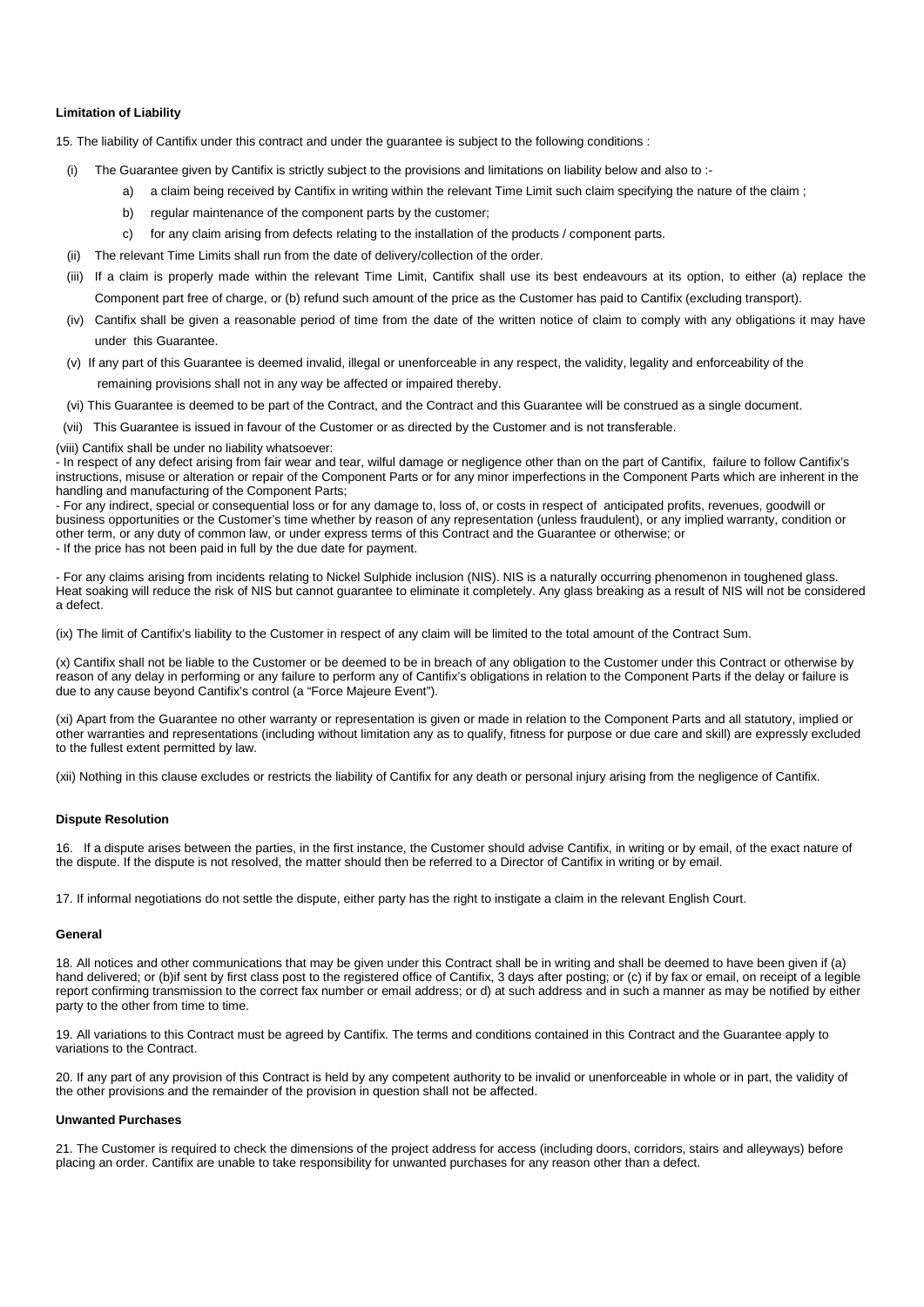**Limitation of Liability**

15. The liability of Cantifix under this contract and under the guarantee is subject to the following conditions :

(i) The Guarantee given by Cantifix is strictly subject to the provisions and limitations on liability below and also to :-

a) a claim being received by Cantifix in writing within the relevant Time Limit such claim specifying the nature of the claim ;

b) regular maintenance of the component parts by the customer;

c) for any claim arising from defects relating to the installation of the products / component parts.

(ii) The relevant Time Limits shall run from the date of delivery/collection of the order.

(iii) If a claim is properly made within the relevant Time Limit, Cantifix shall use its best endeavours at its option, to either (a) replace the Component part free of charge, or (b) refund such amount of the price as the Customer has paid to Cantifix (excluding transport).

(iv) Cantifix shall be given a reasonable period of time from the date of the written notice of claim to comply with any obligations it may have under this Guarantee.

(v) If any part of this Guarantee is deemed invalid, illegal or unenforceable in any respect, the validity, legality and enforceability of the remaining provisions shall not in any way be affected or impaired thereby.

(vi) This Guarantee is deemed to be part of the Contract, and the Contract and this Guarantee will be construed as a single document.

(vii) This Guarantee is issued in favour of the Customer or as directed by the Customer and is not transferable.

(viii) Cantifix shall be under no liability whatsoever:
- In respect of any defect arising from fair wear and tear, wilful damage or negligence other than on the part of Cantifix, failure to follow Cantifix's instructions, misuse or alteration or repair of the Component Parts or for any minor imperfections in the Component Parts which are inherent in the handling and manufacturing of the Component Parts;
- For any indirect, special or consequential loss or for any damage to, loss of, or costs in respect of anticipated profits, revenues, goodwill or business opportunities or the Customer's time whether by reason of any representation (unless fraudulent), or any implied warranty, condition or other term, or any duty of common law, or under express terms of this Contract and the Guarantee or otherwise; or
- If the price has not been paid in full by the due date for payment.

- For any claims arising from incidents relating to Nickel Sulphide inclusion (NIS). NIS is a naturally occurring phenomenon in toughened glass. Heat soaking will reduce the risk of NIS but cannot guarantee to eliminate it completely. Any glass breaking as a result of NIS will not be considered a defect.

(ix) The limit of Cantifix's liability to the Customer in respect of any claim will be limited to the total amount of the Contract Sum.

(x) Cantifix shall not be liable to the Customer or be deemed to be in breach of any obligation to the Customer under this Contract or otherwise by reason of any delay in performing or any failure to perform any of Cantifix's obligations in relation to the Component Parts if the delay or failure is due to any cause beyond Cantifix's control (a "Force Majeure Event").

(xi) Apart from the Guarantee no other warranty or representation is given or made in relation to the Component Parts and all statutory, implied or other warranties and representations (including without limitation any as to qualify, fitness for purpose or due care and skill) are expressly excluded to the fullest extent permitted by law.

(xii) Nothing in this clause excludes or restricts the liability of Cantifix for any death or personal injury arising from the negligence of Cantifix.

**Dispute Resolution**

16. If a dispute arises between the parties, in the first instance, the Customer should advise Cantifix, in writing or by email, of the exact nature of the dispute. If the dispute is not resolved, the matter should then be referred to a Director of Cantifix in writing or by email.

17. If informal negotiations do not settle the dispute, either party has the right to instigate a claim in the relevant English Court.

**General**

18. All notices and other communications that may be given under this Contract shall be in writing and shall be deemed to have been given if (a) hand delivered; or (b)if sent by first class post to the registered office of Cantifix, 3 days after posting; or (c) if by fax or email, on receipt of a legible report confirming transmission to the correct fax number or email address; or d) at such address and in such a manner as may be notified by either party to the other from time to time.

19. All variations to this Contract must be agreed by Cantifix. The terms and conditions contained in this Contract and the Guarantee apply to variations to the Contract.

20. If any part of any provision of this Contract is held by any competent authority to be invalid or unenforceable in whole or in part, the validity of the other provisions and the remainder of the provision in question shall not be affected.

**Unwanted Purchases**

21. The Customer is required to check the dimensions of the project address for access (including doors, corridors, stairs and alleyways) before placing an order. Cantifix are unable to take responsibility for unwanted purchases for any reason other than a defect.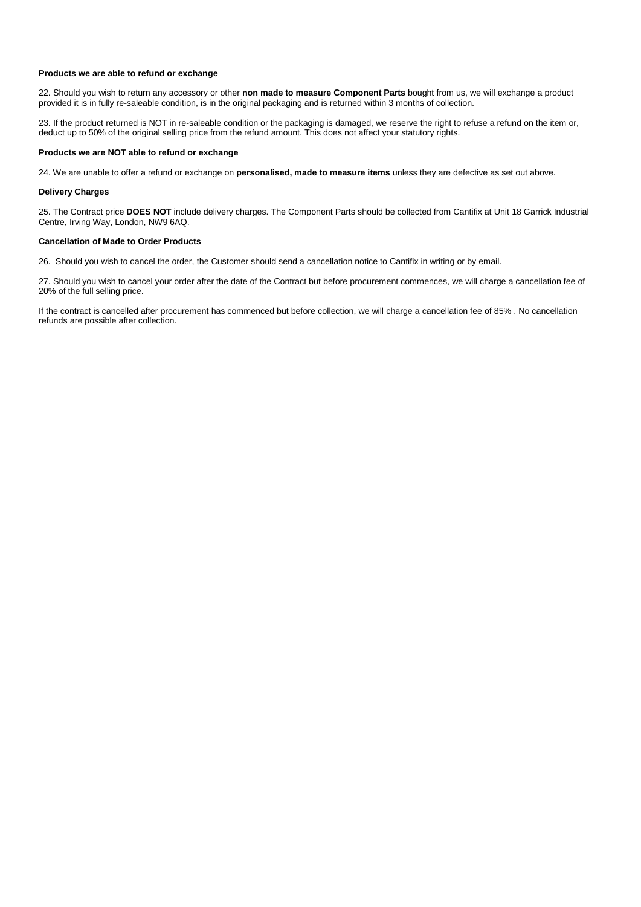**Products we are able to refund or exchange**

22. Should you wish to return any accessory or other **non made to measure Component Parts** bought from us, we will exchange a product provided it is in fully re-saleable condition, is in the original packaging and is returned within 3 months of collection.

23. If the product returned is NOT in re-saleable condition or the packaging is damaged, we reserve the right to refuse a refund on the item or, deduct up to 50% of the original selling price from the refund amount. This does not affect your statutory rights.

**Products we are NOT able to refund or exchange**

24. We are unable to offer a refund or exchange on **personalised, made to measure items** unless they are defective as set out above.

**Delivery Charges**

25. The Contract price **DOES NOT** include delivery charges. The Component Parts should be collected from Cantifix at Unit 18 Garrick Industrial Centre, Irving Way, London, NW9 6AQ.

**Cancellation of Made to Order Products**

26. Should you wish to cancel the order, the Customer should send a cancellation notice to Cantifix in writing or by email.

27. Should you wish to cancel your order after the date of the Contract but before procurement commences, we will charge a cancellation fee of 20% of the full selling price.

If the contract is cancelled after procurement has commenced but before collection, we will charge a cancellation fee of 85% . No cancellation refunds are possible after collection.